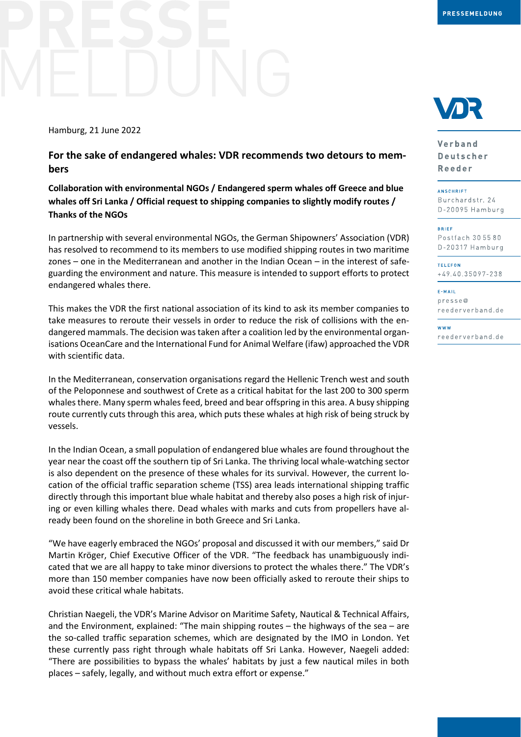Hamburg, 21 June 2022

## For the sake of endangered whales: VDR recommends two detours to members

**Collaboration with environmental NGOs / Endangered sperm whales off Greece and blue whales off Sri Lanka / Official request to shipping companies to slightly modify routes / Thanks of the NGOs**

In partnership with several environmental NGOs, the German Shipowners' Association (VDR) has resolved to recommend to its members to use modified shipping routes in two maritime zones – one in the Mediterranean and another in the Indian Ocean – in the interest of safeguarding the environment and nature. This measure is intended to support efforts to protect endangered whales there.

This makes the VDR the first national association of its kind to ask its member companies to take measures to reroute their vessels in order to reduce the risk of collisions with the endangered mammals. The decision was taken after a coalition led by the environmental organisations OceanCare and the International Fund for Animal Welfare (ifaw) approached the VDR with scientific data.

In the Mediterranean, conservation organisations regard the Hellenic Trench west and south of the Peloponnese and southwest of Crete as a critical habitat for the last 200 to 300 sperm whales there. Many sperm whales feed, breed and bear offspring in this area. A busy shipping route currently cuts through this area, which puts these whales at high risk of being struck by vessels.

In the Indian Ocean, a small population of endangered blue whales are found throughout the year near the coast off the southern tip of Sri Lanka. The thriving local whale-watching sector is also dependent on the presence of these whales for its survival. However, the current location of the official traffic separation scheme (TSS) area leads international shipping traffic directly through this important blue whale habitat and thereby also poses a high risk of injuring or even killing whales there. Dead whales with marks and cuts from propellers have already been found on the shoreline in both Greece and Sri Lanka.

"We have eagerly embraced the NGOs' proposal and discussed it with our members," said Dr Martin Kröger, Chief Executive Officer of the VDR. "The feedback has unambiguously indicated that we are all happy to take minor diversions to protect the whales there." The VDR's more than 150 member companies have now been officially asked to reroute their ships to avoid these critical whale habitats.

Christian Naegeli, the VDR's Marine Advisor on Maritime Safety, Nautical & Technical Affairs, and the Environment, explained: "The main shipping routes – the highways of the sea – are the so-called traffic separation schemes, which are designated by the IMO in London. Yet these currently pass right through whale habitats off Sri Lanka. However, Naegeli added: "There are possibilities to bypass the whales' habitats by just a few nautical miles in both places – safely, legally, and without much extra effort or expense."

**Verband Deutscher Reeder**

ANSCHRIFT
Burchardstr. 24
D-20095 Hamburg

BRIEF
Postfach 30 55 80
D-20317 Hamburg

TELEFON
+49.40.35097-238

E-MAIL
presse@reederverband.de

WWW
reederverband.de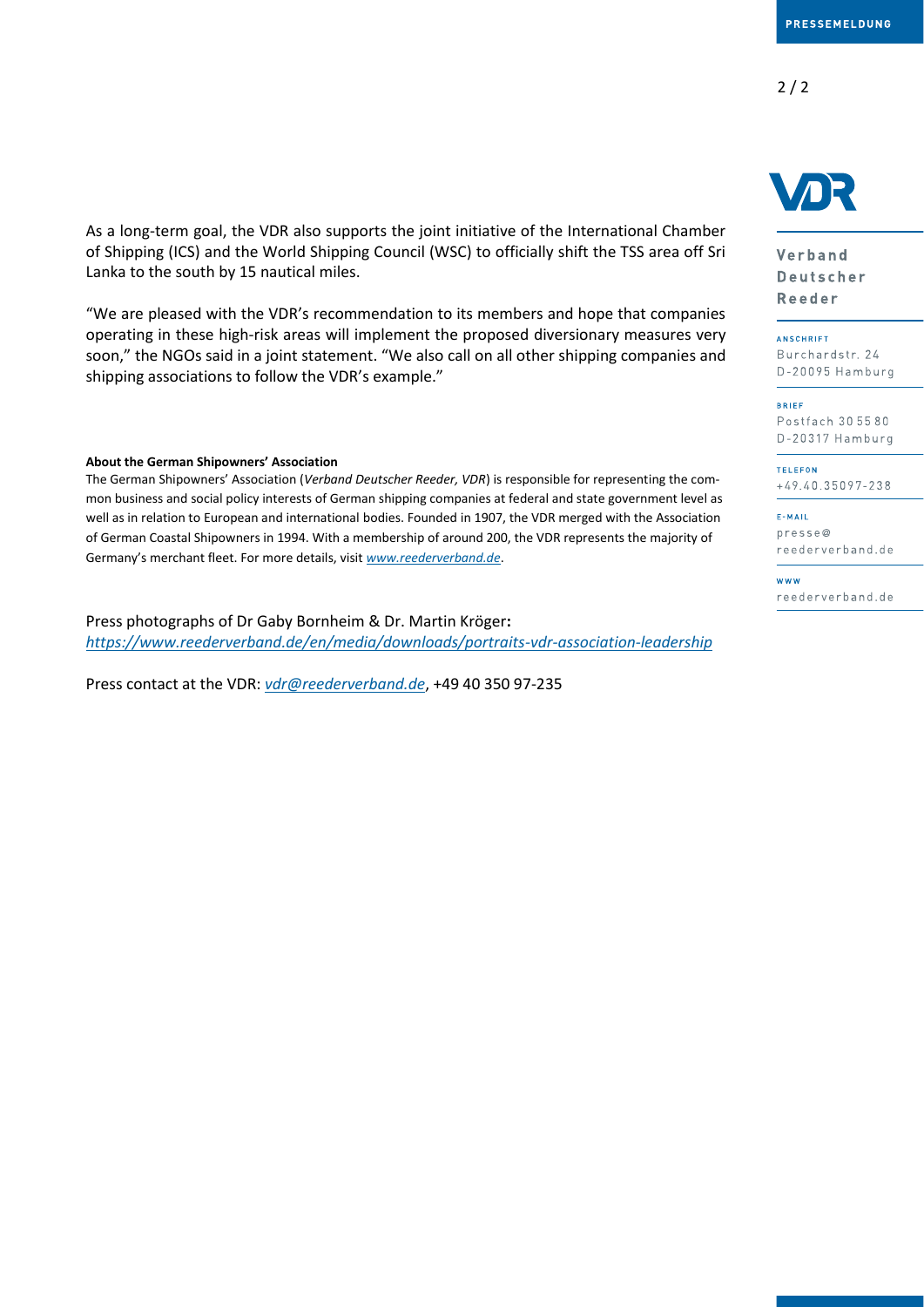As a long-term goal, the VDR also supports the joint initiative of the International Chamber of Shipping (ICS) and the World Shipping Council (WSC) to officially shift the TSS area off Sri Lanka to the south by 15 nautical miles.

"We are pleased with the VDR's recommendation to its members and hope that companies operating in these high-risk areas will implement the proposed diversionary measures very soon," the NGOs said in a joint statement. "We also call on all other shipping companies and shipping associations to follow the VDR's example."

**About the German Shipowners' Association**

The German Shipowners' Association (*Verband Deutscher Reeder, VDR*) is responsible for representing the common business and social policy interests of German shipping companies at federal and state government level as well as in relation to European and international bodies. Founded in 1907, the VDR merged with the Association of German Coastal Shipowners in 1994. With a membership of around 200, the VDR represents the majority of Germany's merchant fleet. For more details, visit *www.reederverband.de*.

Press photographs of Dr Gaby Bornheim & Dr. Martin Kröger**:**
*https://www.reederverband.de/en/media/downloads/portraits-vdr-association-leadership*

Press contact at the VDR: *vdr@reederverband.de*, +49 40 350 97-235

Verband Deutscher Reeder

ANSCHRIFT
Burchardstr. 24
D-20095 Hamburg

BRIEF
Postfach 30 55 80
D-20317 Hamburg

TELEFON
+49.40.35097-238

E-MAIL
presse@reederverband.de

WWW
reederverband.de